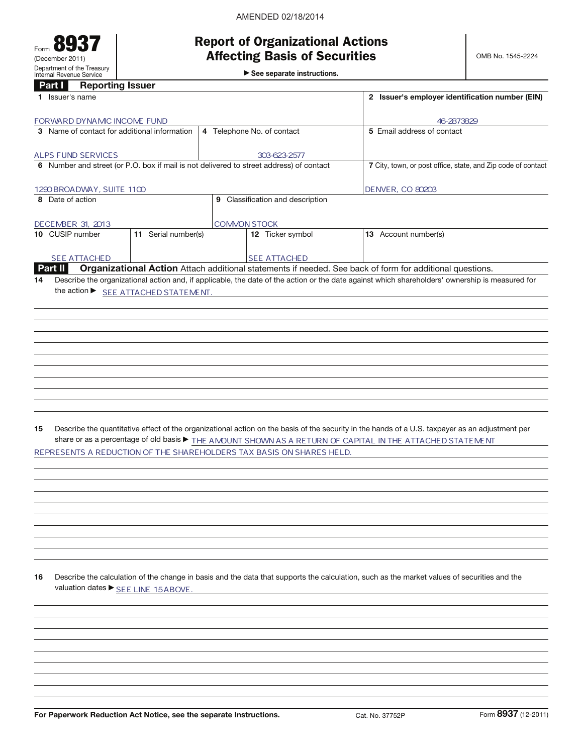AMENDED 02/18/2014

Form **8937**
(December 2011)
Department of the Treasury
Internal Revenue Service

# Report of Organizational Actions Affecting Basis of Securities

▶ See separate instructions.

OMB No. 1545-2224

## Part I Reporting Issuer

| 1 Issuer's name | | | 2 Issuer's employer identification number (EIN) |
|---|---|---|---|
| FORWARD DYNAMIC INCOME FUND | | | 46-2873829 |
| 3 Name of contact for additional information | 4 Telephone No. of contact | | 5 Email address of contact |
| ALPS FUND SERVICES | 303-623-2577 | | |
| 6 Number and street (or P.O. box if mail is not delivered to street address) of contact | | | 7 City, town, or post office, state, and Zip code of contact |
| 1290 BROADWAY, SUITE 1100 | | | DENVER, CO 80203 |
| 8 Date of action | 9 Classification and description | | |
| DECEMBER 31, 2013 | COMMON STOCK | | |
| 10 CUSIP number | 11 Serial number(s) | 12 Ticker symbol | 13 Account number(s) |
| SEE ATTACHED | | SEE ATTACHED | |

## Part II Organizational Action

Attach additional statements if needed. See back of form for additional questions.

**14** Describe the organizational action and, if applicable, the date of the action or the date against which shareholders' ownership is measured for the action ▶ SEE ATTACHED STATEMENT.

**15** Describe the quantitative effect of the organizational action on the basis of the security in the hands of a U.S. taxpayer as an adjustment per share or as a percentage of old basis ▶ THE AMOUNT SHOWN AS A RETURN OF CAPITAL IN THE ATTACHED STATEMENT REPRESENTS A REDUCTION OF THE SHAREHOLDERS TAX BASIS ON SHARES HELD.

**16** Describe the calculation of the change in basis and the data that supports the calculation, such as the market values of securities and the valuation dates ▶ SEE LINE 15 ABOVE.

For Paperwork Reduction Act Notice, see the separate Instructions. Cat. No. 37752P Form **8937** (12-2011)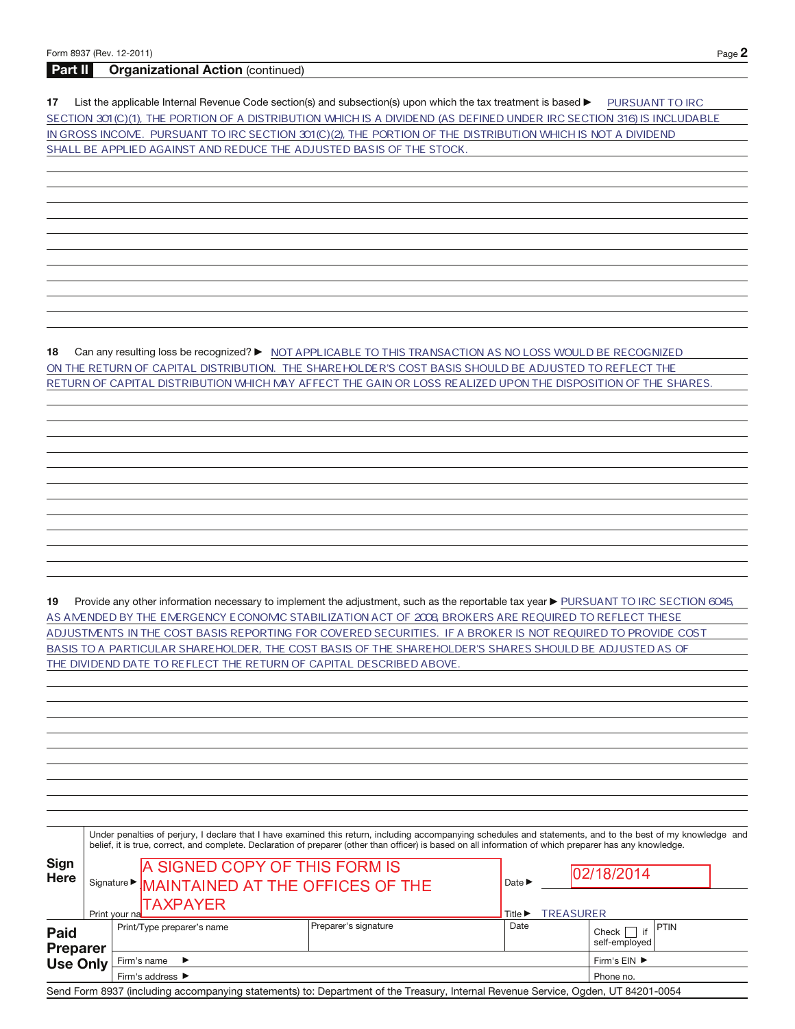## Part II Organizational Action (continued)

**17** List the applicable Internal Revenue Code section(s) and subsection(s) upon which the tax treatment is based ▶ PURSUANT TO IRC SECTION 301(C)(1), THE PORTION OF A DISTRIBUTION WHICH IS A DIVIDEND (AS DEFINED UNDER IRC SECTION 316) IS INCLUDABLE IN GROSS INCOME. PURSUANT TO IRC SECTION 301(C)(2), THE PORTION OF THE DISTRIBUTION WHICH IS NOT A DIVIDEND SHALL BE APPLIED AGAINST AND REDUCE THE ADJUSTED BASIS OF THE STOCK.

**18** Can any resulting loss be recognized? ▶ NOT APPLICABLE TO THIS TRANSACTION AS NO LOSS WOULD BE RECOGNIZED ON THE RETURN OF CAPITAL DISTRIBUTION. THE SHAREHOLDER'S COST BASIS SHOULD BE ADJUSTED TO REFLECT THE RETURN OF CAPITAL DISTRIBUTION WHICH MAY AFFECT THE GAIN OR LOSS REALIZED UPON THE DISPOSITION OF THE SHARES.

**19** Provide any other information necessary to implement the adjustment, such as the reportable tax year ▶ PURSUANT TO IRC SECTION 6045, AS AMENDED BY THE EMERGENCY ECONOMIC STABILIZATION ACT OF 2008, BROKERS ARE REQUIRED TO REFLECT THESE ADJUSTMENTS IN THE COST BASIS REPORTING FOR COVERED SECURITIES. IF A BROKER IS NOT REQUIRED TO PROVIDE COST BASIS TO A PARTICULAR SHAREHOLDER, THE COST BASIS OF THE SHAREHOLDER'S SHARES SHOULD BE ADJUSTED AS OF THE DIVIDEND DATE TO REFLECT THE RETURN OF CAPITAL DESCRIBED ABOVE.

**Sign Here**

Under penalties of perjury, I declare that I have examined this return, including accompanying schedules and statements, and to the best of my knowledge and belief, it is true, correct, and complete. Declaration of preparer (other than officer) is based on all information of which preparer has any knowledge.

Signature ▶ A SIGNED COPY OF THIS FORM IS MAINTAINED AT THE OFFICES OF THE TAXPAYER Date ▶ 02/18/2014

Print your name ▶ Title ▶ TREASURER

| **Paid Preparer Use Only** | Print/Type preparer's name | Preparer's signature | Date | Check ☐ if self-employed | PTIN |
|---|---|---|---|---|---|
| | Firm's name ▶ | | | Firm's EIN ▶ | |
| | Firm's address ▶ | | | Phone no. | |

Send Form 8937 (including accompanying statements) to: Department of the Treasury, Internal Revenue Service, Ogden, UT 84201-0054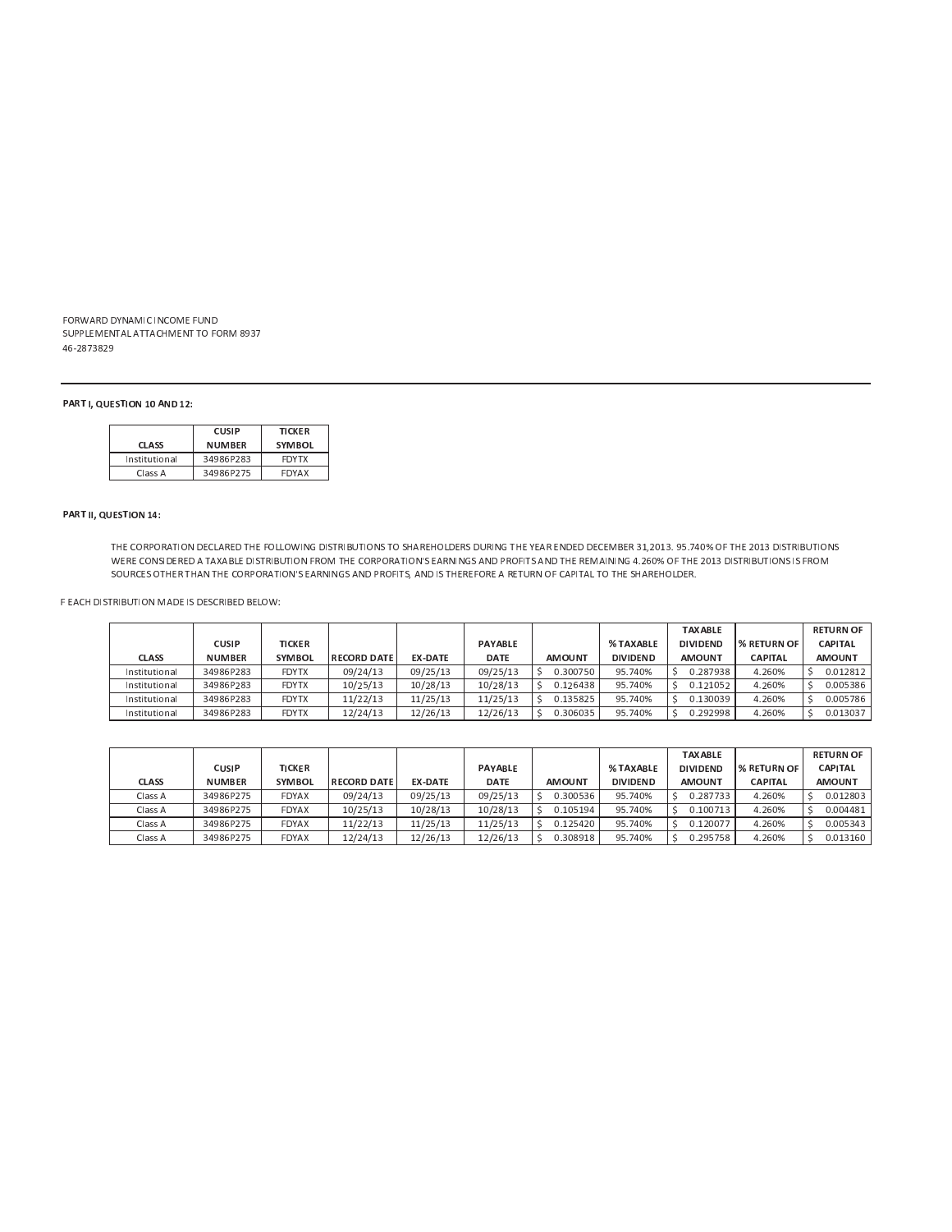FORWARD DYNAMIC INCOME FUND
SUPPLEMENTAL ATTACHMENT TO FORM 8937
46-2873829

**PART I, QUESTION 10 AND 12:**

| CLASS | CUSIP NUMBER | TICKER SYMBOL |
|---|---|---|
| Institutional | 34986P283 | FDYTX |
| Class A | 34986P275 | FDYAX |

**PART II, QUESTION 14:**

THE CORPORATION DECLARED THE FOLLOWING DISTRIBUTIONS TO SHAREHOLDERS DURING THE YEAR ENDED DECEMBER 31,2013. 95.740% OF THE 2013 DISTRIBUTIONS WERE CONSIDERED A TAXABLE DISTRIBUTION FROM THE CORPORATION'S EARNINGS AND PROFITS AND THE REMAINING 4.260% OF THE 2013 DISTRIBUTIONS IS FROM SOURCES OTHER THAN THE CORPORATION'S EARNINGS AND PROFITS, AND IS THEREFORE A RETURN OF CAPITAL TO THE SHAREHOLDER.

F EACH DISTRIBUTION MADE IS DESCRIBED BELOW:

| CLASS | CUSIP NUMBER | TICKER SYMBOL | RECORD DATE | EX-DATE | PAYABLE DATE | AMOUNT | % TAXABLE DIVIDEND | TAXABLE DIVIDEND AMOUNT | % RETURN OF CAPITAL | RETURN OF CAPITAL AMOUNT |
|---|---|---|---|---|---|---|---|---|---|---|
| Institutional | 34986P283 | FDYTX | 09/24/13 | 09/25/13 | 09/25/13 | $ 0.300750 | 95.740% | $ 0.287938 | 4.260% | $ 0.012812 |
| Institutional | 34986P283 | FDYTX | 10/25/13 | 10/28/13 | 10/28/13 | $ 0.126438 | 95.740% | $ 0.121052 | 4.260% | $ 0.005386 |
| Institutional | 34986P283 | FDYTX | 11/22/13 | 11/25/13 | 11/25/13 | $ 0.135825 | 95.740% | $ 0.130039 | 4.260% | $ 0.005786 |
| Institutional | 34986P283 | FDYTX | 12/24/13 | 12/26/13 | 12/26/13 | $ 0.306035 | 95.740% | $ 0.292998 | 4.260% | $ 0.013037 |

| CLASS | CUSIP NUMBER | TICKER SYMBOL | RECORD DATE | EX-DATE | PAYABLE DATE | AMOUNT | % TAXABLE DIVIDEND | TAXABLE DIVIDEND AMOUNT | % RETURN OF CAPITAL | RETURN OF CAPITAL AMOUNT |
|---|---|---|---|---|---|---|---|---|---|---|
| Class A | 34986P275 | FDYAX | 09/24/13 | 09/25/13 | 09/25/13 | $ 0.300536 | 95.740% | $ 0.287733 | 4.260% | $ 0.012803 |
| Class A | 34986P275 | FDYAX | 10/25/13 | 10/28/13 | 10/28/13 | $ 0.105194 | 95.740% | $ 0.100713 | 4.260% | $ 0.004481 |
| Class A | 34986P275 | FDYAX | 11/22/13 | 11/25/13 | 11/25/13 | $ 0.125420 | 95.740% | $ 0.120077 | 4.260% | $ 0.005343 |
| Class A | 34986P275 | FDYAX | 12/24/13 | 12/26/13 | 12/26/13 | $ 0.308918 | 95.740% | $ 0.295758 | 4.260% | $ 0.013160 |